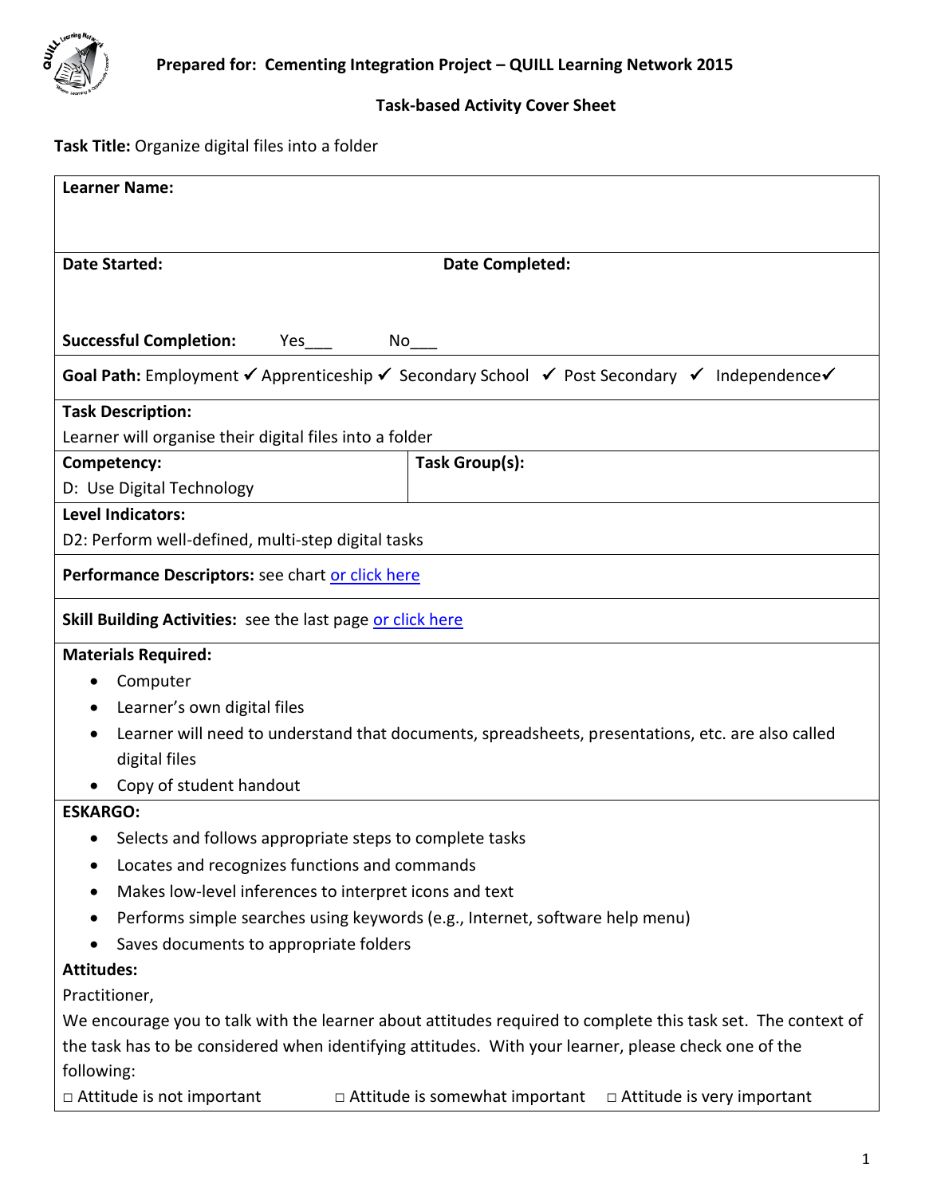**Prepared for: Cementing Integration Project – QUILL Learning Network 2015**

**Task-based Activity Cover Sheet**

**Task Title:** Organize digital files into a folder

**Learner Name:**

**Date Started:** **Date Completed:**

**Successful Completion:** Yes___ No___

**Goal Path:** Employment ✔ Apprenticeship ✔ Secondary School ✔ Post Secondary ✔ Independence✔

**Task Description:**

Learner will organise their digital files into a folder

| **Competency:** | **Task Group(s):** |
| --- | --- |
| D: Use Digital Technology | |

**Level Indicators:**

D2: Perform well-defined, multi-step digital tasks

**Performance Descriptors:** see chart or click here

**Skill Building Activities:** see the last page or click here

**Materials Required:**

- Computer
- Learner's own digital files
- Learner will need to understand that documents, spreadsheets, presentations, etc. are also called digital files
- Copy of student handout

**ESKARGO:**

- Selects and follows appropriate steps to complete tasks
- Locates and recognizes functions and commands
- Makes low-level inferences to interpret icons and text
- Performs simple searches using keywords (e.g., Internet, software help menu)
- Saves documents to appropriate folders

**Attitudes:**

Practitioner,

We encourage you to talk with the learner about attitudes required to complete this task set. The context of the task has to be considered when identifying attitudes. With your learner, please check one of the following:

□ Attitude is not important □ Attitude is somewhat important □ Attitude is very important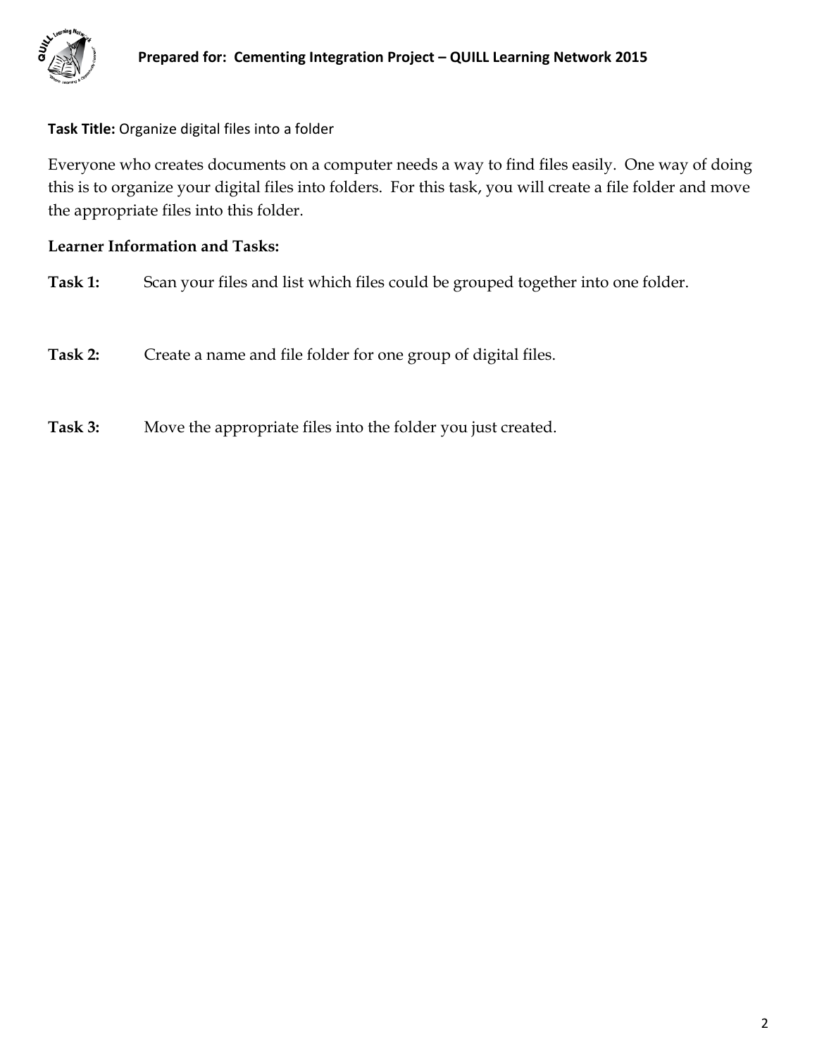**Task Title:** Organize digital files into a folder

Everyone who creates documents on a computer needs a way to find files easily. One way of doing this is to organize your digital files into folders. For this task, you will create a file folder and move the appropriate files into this folder.

**Learner Information and Tasks:**

**Task 1:** Scan your files and list which files could be grouped together into one folder.

**Task 2:** Create a name and file folder for one group of digital files.

**Task 3:** Move the appropriate files into the folder you just created.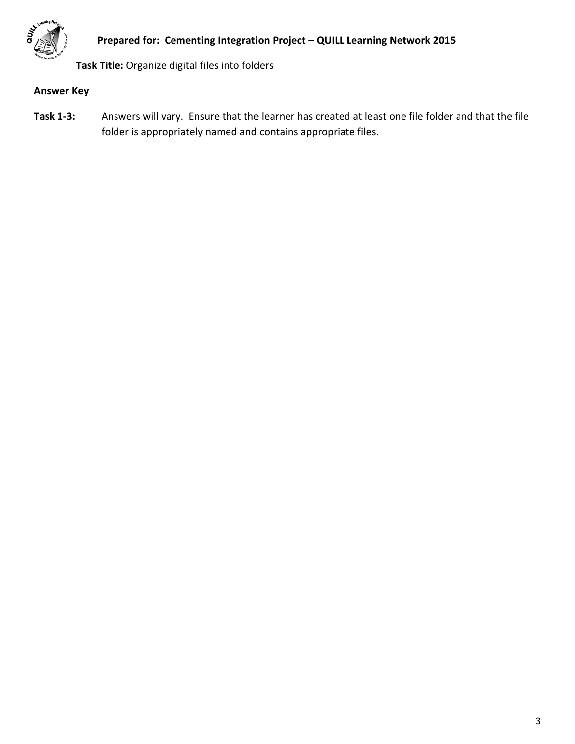**Prepared for: Cementing Integration Project – QUILL Learning Network 2015**

**Task Title:** Organize digital files into folders

**Answer Key**

**Task 1-3:** Answers will vary. Ensure that the learner has created at least one file folder and that the file folder is appropriately named and contains appropriate files.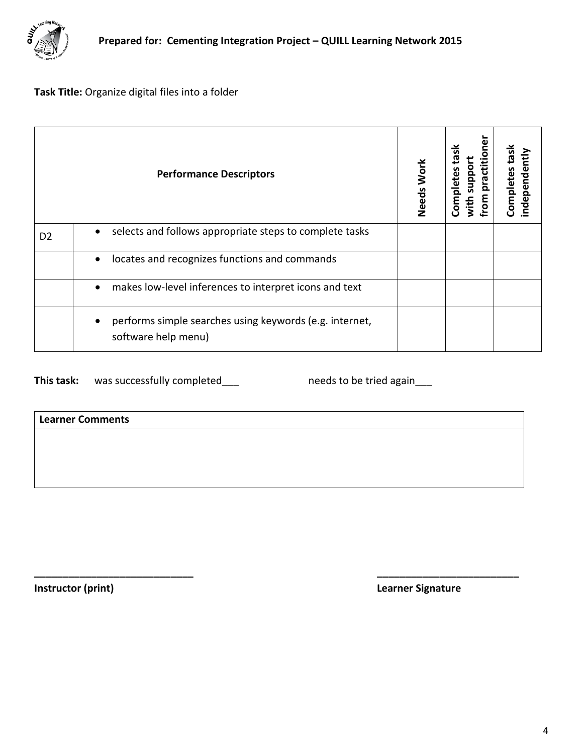**Task Title:** Organize digital files into a folder

| | Performance Descriptors | Needs Work | Completes task with support from practitioner | Completes task independently |
|---|---|---|---|---|
| D2 | • selects and follows appropriate steps to complete tasks | | | |
| | • locates and recognizes functions and commands | | | |
| | • makes low-level inferences to interpret icons and text | | | |
| | • performs simple searches using keywords (e.g. internet, software help menu) | | | |

**This task:** was successfully completed___ needs to be tried again___

| Learner Comments |
|---|
| |

______________________________ **Instructor (print)**

__________________________ **Learner Signature**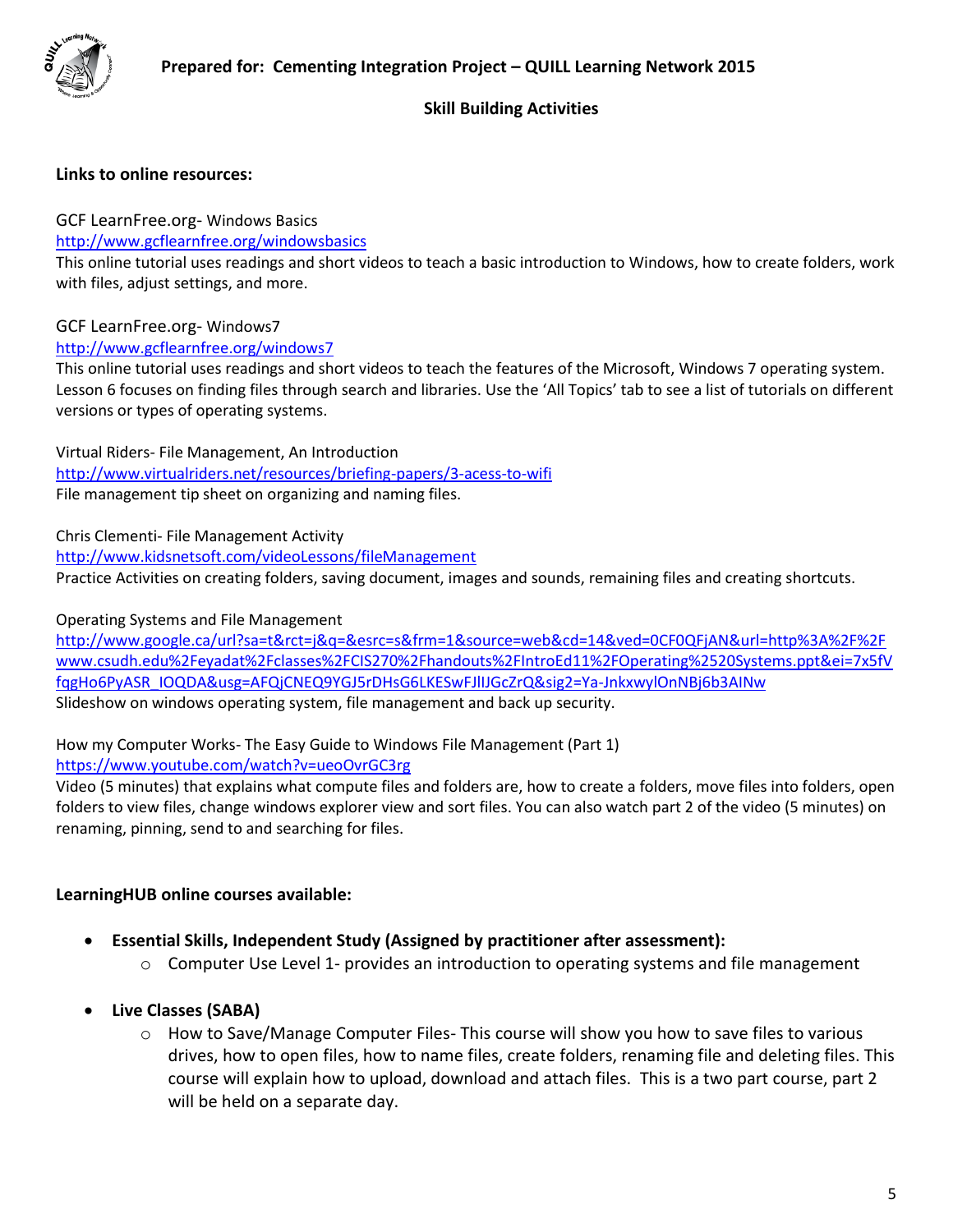**Prepared for: Cementing Integration Project – QUILL Learning Network 2015**

**Skill Building Activities**

**Links to online resources:**

GCF LearnFree.org- Windows Basics
http://www.gcflearnfree.org/windowsbasics
This online tutorial uses readings and short videos to teach a basic introduction to Windows, how to create folders, work with files, adjust settings, and more.

GCF LearnFree.org- Windows7
http://www.gcflearnfree.org/windows7
This online tutorial uses readings and short videos to teach the features of the Microsoft, Windows 7 operating system. Lesson 6 focuses on finding files through search and libraries. Use the 'All Topics' tab to see a list of tutorials on different versions or types of operating systems.

Virtual Riders- File Management, An Introduction
http://www.virtualriders.net/resources/briefing-papers/3-acess-to-wifi
File management tip sheet on organizing and naming files.

Chris Clementi- File Management Activity
http://www.kidsnetsoft.com/videoLessons/fileManagement
Practice Activities on creating folders, saving document, images and sounds, remaining files and creating shortcuts.

Operating Systems and File Management
http://www.google.ca/url?sa=t&rct=j&q=&esrc=s&frm=1&source=web&cd=14&ved=0CF0QFjAN&url=http%3A%2F%2Fwww.csudh.edu%2Feyadat%2Fclasses%2FCIS270%2Fhandouts%2FIntroEd11%2FOperating%2520Systems.ppt&ei=7x5fVfqgHo6PyASR_IOQDA&usg=AFQjCNEQ9YGJ5rDHsG6LKESwFJlIJGcZrQ&sig2=Ya-JnkxwylOnNBj6b3AINw
Slideshow on windows operating system, file management and back up security.

How my Computer Works- The Easy Guide to Windows File Management (Part 1)
https://www.youtube.com/watch?v=ueoOvrGC3rg
Video (5 minutes) that explains what compute files and folders are, how to create a folders, move files into folders, open folders to view files, change windows explorer view and sort files. You can also watch part 2 of the video (5 minutes) on renaming, pinning, send to and searching for files.

**LearningHUB online courses available:**

- **Essential Skills, Independent Study (Assigned by practitioner after assessment):**
  - Computer Use Level 1- provides an introduction to operating systems and file management
- **Live Classes (SABA)**
  - How to Save/Manage Computer Files- This course will show you how to save files to various drives, how to open files, how to name files, create folders, renaming file and deleting files. This course will explain how to upload, download and attach files. This is a two part course, part 2 will be held on a separate day.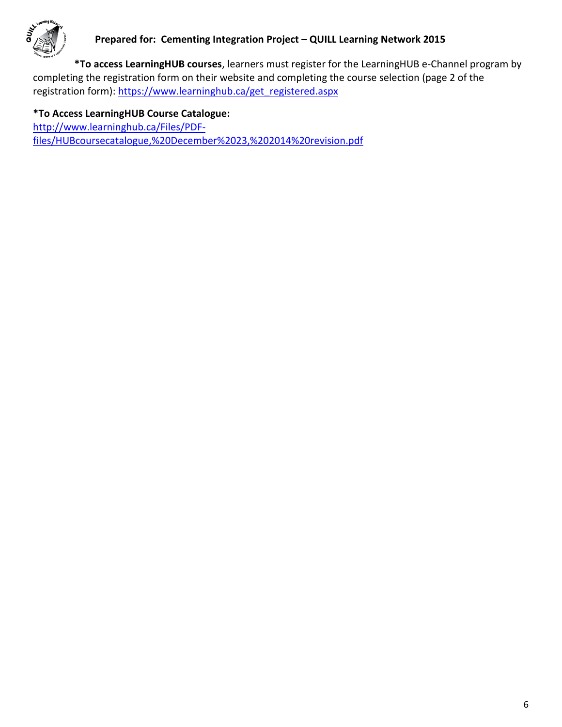**\*To access LearningHUB courses**, learners must register for the LearningHUB e-Channel program by completing the registration form on their website and completing the course selection (page 2 of the registration form): https://www.learninghub.ca/get_registered.aspx

**\*To Access LearningHUB Course Catalogue:**
http://www.learninghub.ca/Files/PDF-files/HUBcoursecatalogue,%20December%2023,%202014%20revision.pdf